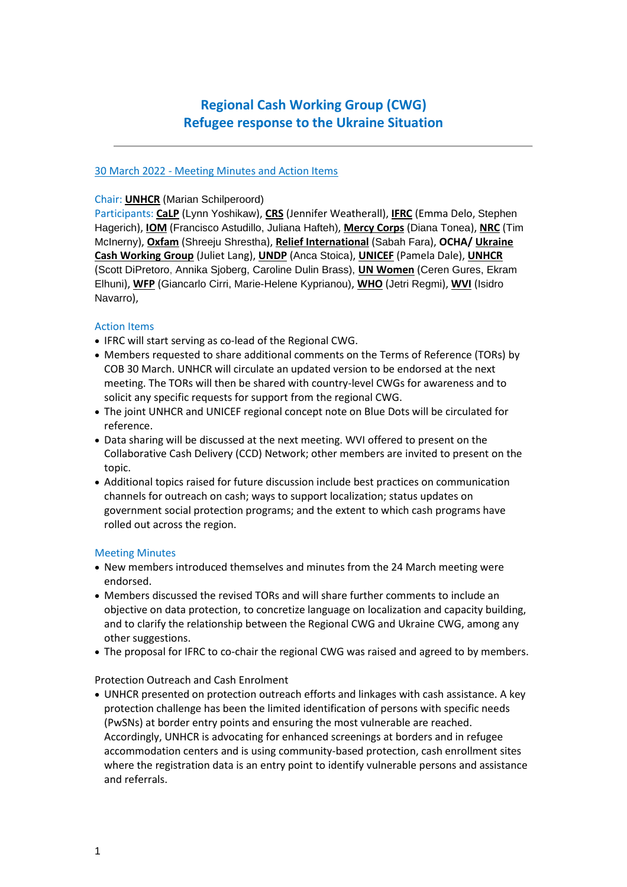# Regional Cash Working Group (CWG)
# Refugee response to the Ukraine Situation

---

30 March 2022 - Meeting Minutes and Action Items

Chair: **UNHCR** (Marian Schilperoord)
Participants: **CaLP** (Lynn Yoshikaw), **CRS** (Jennifer Weatherall), **IFRC** (Emma Delo, Stephen Hagerich), **IOM** (Francisco Astudillo, Juliana Hafteh), **Mercy Corps** (Diana Tonea), **NRC** (Tim McInerny), **Oxfam** (Shreeju Shrestha), **Relief International** (Sabah Fara), **OCHA/ Ukraine Cash Working Group** (Juliet Lang), **UNDP** (Anca Stoica), **UNICEF** (Pamela Dale), **UNHCR** (Scott DiPretoro, Annika Sjoberg, Caroline Dulin Brass), **UN Women** (Ceren Gures, Ekram Elhuni), **WFP** (Giancarlo Cirri, Marie-Helene Kyprianou), **WHO** (Jetri Regmi), **WVI** (Isidro Navarro),

## Action Items

- IFRC will start serving as co-lead of the Regional CWG.
- Members requested to share additional comments on the Terms of Reference (TORs) by COB 30 March. UNHCR will circulate an updated version to be endorsed at the next meeting. The TORs will then be shared with country-level CWGs for awareness and to solicit any specific requests for support from the regional CWG.
- The joint UNHCR and UNICEF regional concept note on Blue Dots will be circulated for reference.
- Data sharing will be discussed at the next meeting. WVI offered to present on the Collaborative Cash Delivery (CCD) Network; other members are invited to present on the topic.
- Additional topics raised for future discussion include best practices on communication channels for outreach on cash; ways to support localization; status updates on government social protection programs; and the extent to which cash programs have rolled out across the region.

## Meeting Minutes

- New members introduced themselves and minutes from the 24 March meeting were endorsed.
- Members discussed the revised TORs and will share further comments to include an objective on data protection, to concretize language on localization and capacity building, and to clarify the relationship between the Regional CWG and Ukraine CWG, among any other suggestions.
- The proposal for IFRC to co-chair the regional CWG was raised and agreed to by members.

Protection Outreach and Cash Enrolment

- UNHCR presented on protection outreach efforts and linkages with cash assistance. A key protection challenge has been the limited identification of persons with specific needs (PwSNs) at border entry points and ensuring the most vulnerable are reached. Accordingly, UNHCR is advocating for enhanced screenings at borders and in refugee accommodation centers and is using community-based protection, cash enrollment sites where the registration data is an entry point to identify vulnerable persons and assistance and referrals.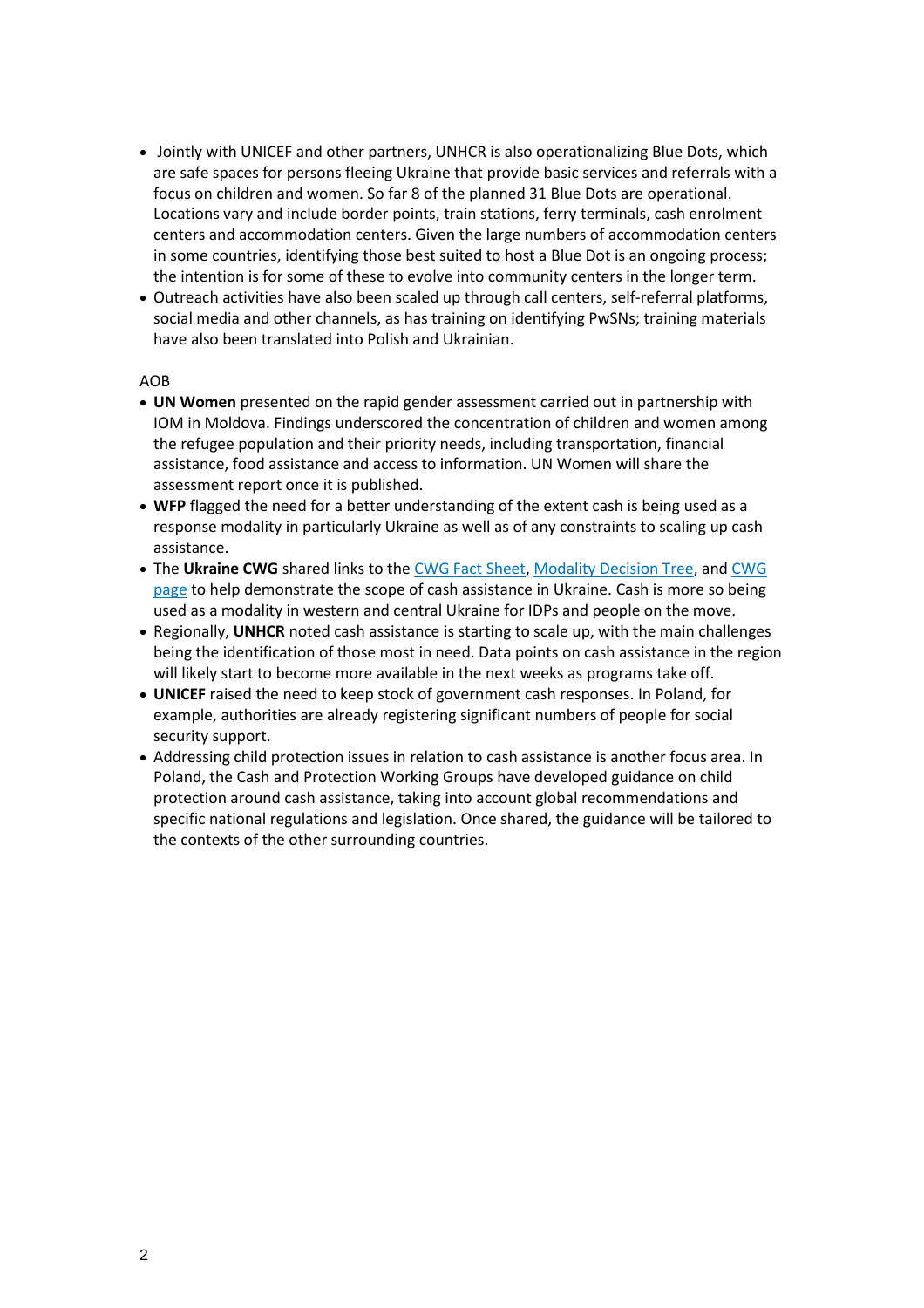- Jointly with UNICEF and other partners, UNHCR is also operationalizing Blue Dots, which are safe spaces for persons fleeing Ukraine that provide basic services and referrals with a focus on children and women. So far 8 of the planned 31 Blue Dots are operational. Locations vary and include border points, train stations, ferry terminals, cash enrolment centers and accommodation centers. Given the large numbers of accommodation centers in some countries, identifying those best suited to host a Blue Dot is an ongoing process; the intention is for some of these to evolve into community centers in the longer term.
- Outreach activities have also been scaled up through call centers, self-referral platforms, social media and other channels, as has training on identifying PwSNs; training materials have also been translated into Polish and Ukrainian.

AOB

- **UN Women** presented on the rapid gender assessment carried out in partnership with IOM in Moldova. Findings underscored the concentration of children and women among the refugee population and their priority needs, including transportation, financial assistance, food assistance and access to information. UN Women will share the assessment report once it is published.
- **WFP** flagged the need for a better understanding of the extent cash is being used as a response modality in particularly Ukraine as well as of any constraints to scaling up cash assistance.
- The **Ukraine CWG** shared links to the CWG Fact Sheet, Modality Decision Tree, and CWG page to help demonstrate the scope of cash assistance in Ukraine. Cash is more so being used as a modality in western and central Ukraine for IDPs and people on the move.
- Regionally, **UNHCR** noted cash assistance is starting to scale up, with the main challenges being the identification of those most in need. Data points on cash assistance in the region will likely start to become more available in the next weeks as programs take off.
- **UNICEF** raised the need to keep stock of government cash responses. In Poland, for example, authorities are already registering significant numbers of people for social security support.
- Addressing child protection issues in relation to cash assistance is another focus area. In Poland, the Cash and Protection Working Groups have developed guidance on child protection around cash assistance, taking into account global recommendations and specific national regulations and legislation. Once shared, the guidance will be tailored to the contexts of the other surrounding countries.